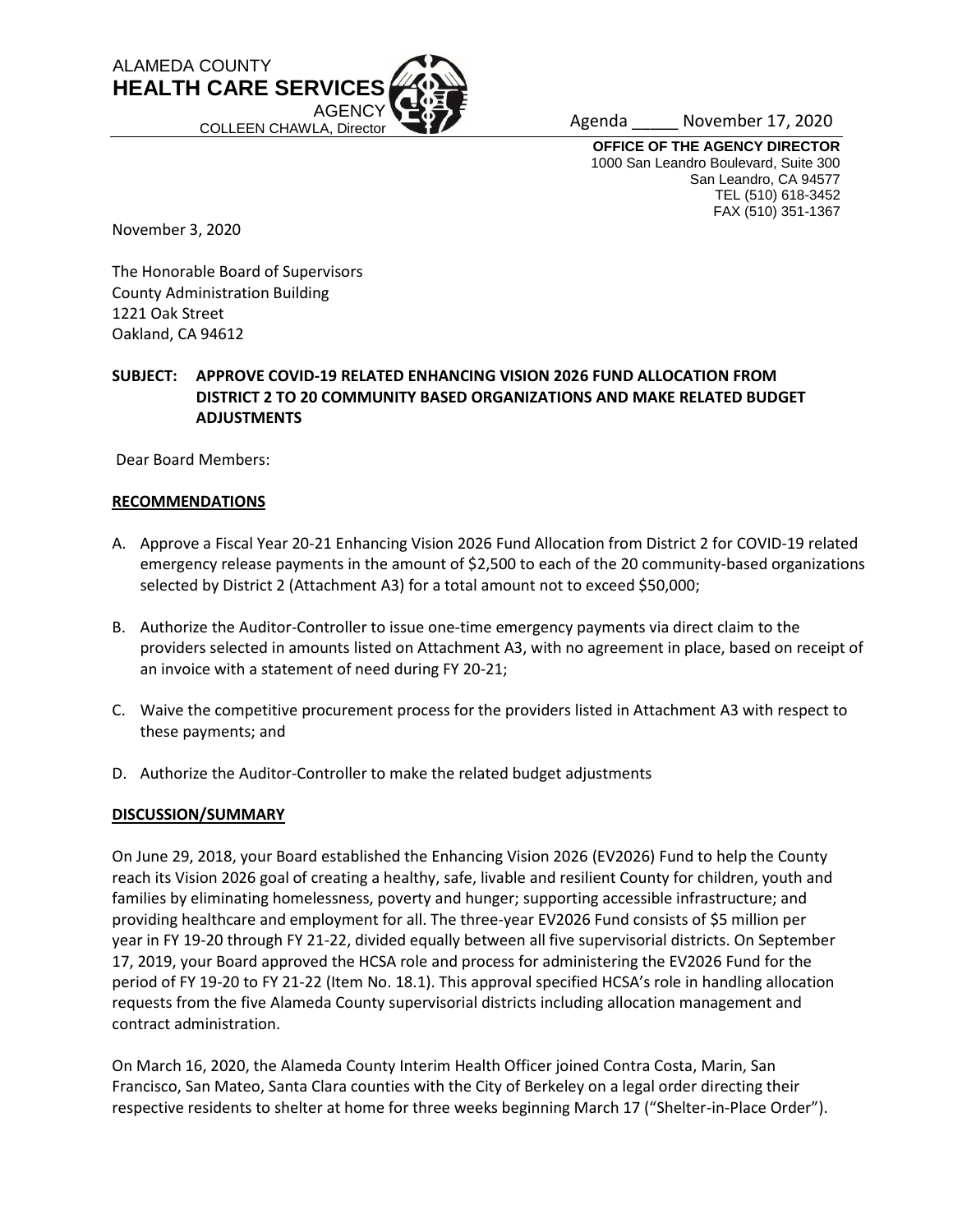ALAMEDA COUNTY
**HEALTH CARE SERVICES**
AGENCY
COLLEEN CHAWLA, Director

Agenda _____ November 17, 2020

**OFFICE OF THE AGENCY DIRECTOR**
1000 San Leandro Boulevard, Suite 300
San Leandro, CA 94577
TEL (510) 618-3452
FAX (510) 351-1367

November 3, 2020

The Honorable Board of Supervisors
County Administration Building
1221 Oak Street
Oakland, CA 94612

**SUBJECT: APPROVE COVID-19 RELATED ENHANCING VISION 2026 FUND ALLOCATION FROM DISTRICT 2 TO 20 COMMUNITY BASED ORGANIZATIONS AND MAKE RELATED BUDGET ADJUSTMENTS**

Dear Board Members:

## RECOMMENDATIONS

A. Approve a Fiscal Year 20-21 Enhancing Vision 2026 Fund Allocation from District 2 for COVID-19 related emergency release payments in the amount of $2,500 to each of the 20 community-based organizations selected by District 2 (Attachment A3) for a total amount not to exceed $50,000;

B. Authorize the Auditor-Controller to issue one-time emergency payments via direct claim to the providers selected in amounts listed on Attachment A3, with no agreement in place, based on receipt of an invoice with a statement of need during FY 20-21;

C. Waive the competitive procurement process for the providers listed in Attachment A3 with respect to these payments; and

D. Authorize the Auditor-Controller to make the related budget adjustments

## DISCUSSION/SUMMARY

On June 29, 2018, your Board established the Enhancing Vision 2026 (EV2026) Fund to help the County reach its Vision 2026 goal of creating a healthy, safe, livable and resilient County for children, youth and families by eliminating homelessness, poverty and hunger; supporting accessible infrastructure; and providing healthcare and employment for all. The three-year EV2026 Fund consists of $5 million per year in FY 19-20 through FY 21-22, divided equally between all five supervisorial districts. On September 17, 2019, your Board approved the HCSA role and process for administering the EV2026 Fund for the period of FY 19-20 to FY 21-22 (Item No. 18.1). This approval specified HCSA's role in handling allocation requests from the five Alameda County supervisorial districts including allocation management and contract administration.

On March 16, 2020, the Alameda County Interim Health Officer joined Contra Costa, Marin, San Francisco, San Mateo, Santa Clara counties with the City of Berkeley on a legal order directing their respective residents to shelter at home for three weeks beginning March 17 ("Shelter-in-Place Order").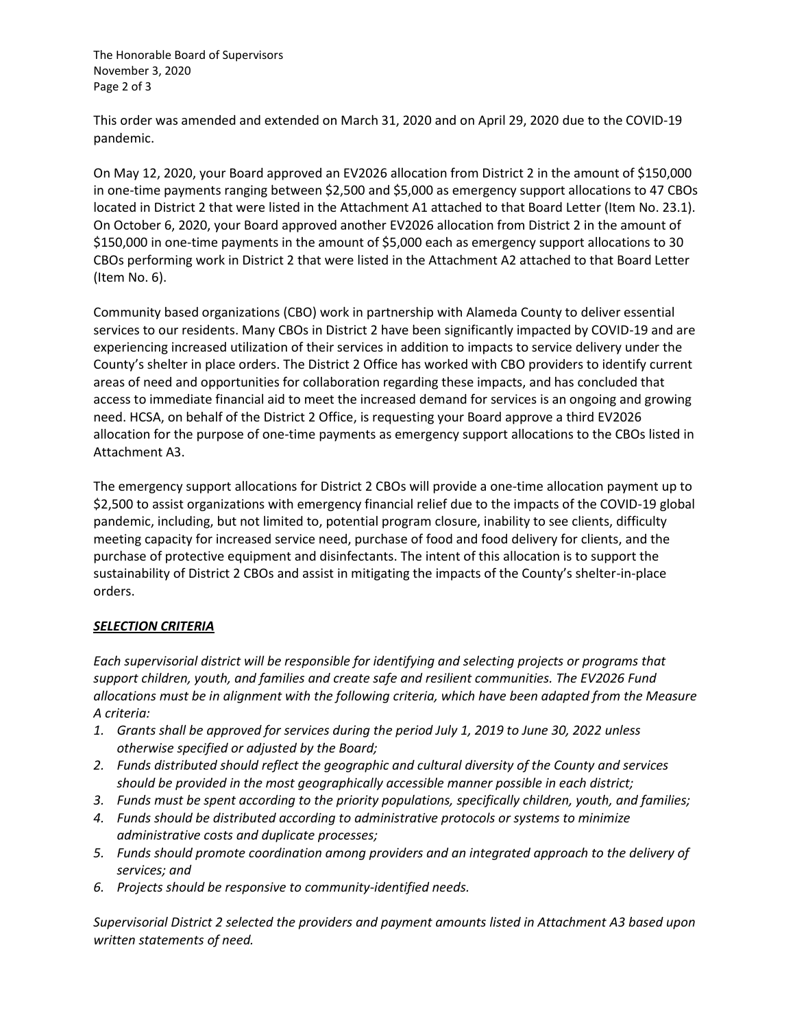This order was amended and extended on March 31, 2020 and on April 29, 2020 due to the COVID-19 pandemic.

On May 12, 2020, your Board approved an EV2026 allocation from District 2 in the amount of $150,000 in one-time payments ranging between $2,500 and $5,000 as emergency support allocations to 47 CBOs located in District 2 that were listed in the Attachment A1 attached to that Board Letter (Item No. 23.1). On October 6, 2020, your Board approved another EV2026 allocation from District 2 in the amount of $150,000 in one-time payments in the amount of $5,000 each as emergency support allocations to 30 CBOs performing work in District 2 that were listed in the Attachment A2 attached to that Board Letter (Item No. 6).

Community based organizations (CBO) work in partnership with Alameda County to deliver essential services to our residents. Many CBOs in District 2 have been significantly impacted by COVID-19 and are experiencing increased utilization of their services in addition to impacts to service delivery under the County's shelter in place orders. The District 2 Office has worked with CBO providers to identify current areas of need and opportunities for collaboration regarding these impacts, and has concluded that access to immediate financial aid to meet the increased demand for services is an ongoing and growing need. HCSA, on behalf of the District 2 Office, is requesting your Board approve a third EV2026 allocation for the purpose of one-time payments as emergency support allocations to the CBOs listed in Attachment A3.

The emergency support allocations for District 2 CBOs will provide a one-time allocation payment up to $2,500 to assist organizations with emergency financial relief due to the impacts of the COVID-19 global pandemic, including, but not limited to, potential program closure, inability to see clients, difficulty meeting capacity for increased service need, purchase of food and food delivery for clients, and the purchase of protective equipment and disinfectants. The intent of this allocation is to support the sustainability of District 2 CBOs and assist in mitigating the impacts of the County's shelter-in-place orders.

## ***SELECTION CRITERIA***

*Each supervisorial district will be responsible for identifying and selecting projects or programs that support children, youth, and families and create safe and resilient communities. The EV2026 Fund allocations must be in alignment with the following criteria, which have been adapted from the Measure A criteria:*

1. *Grants shall be approved for services during the period July 1, 2019 to June 30, 2022 unless otherwise specified or adjusted by the Board;*
2. *Funds distributed should reflect the geographic and cultural diversity of the County and services should be provided in the most geographically accessible manner possible in each district;*
3. *Funds must be spent according to the priority populations, specifically children, youth, and families;*
4. *Funds should be distributed according to administrative protocols or systems to minimize administrative costs and duplicate processes;*
5. *Funds should promote coordination among providers and an integrated approach to the delivery of services; and*
6. *Projects should be responsive to community-identified needs.*

*Supervisorial District 2 selected the providers and payment amounts listed in Attachment A3 based upon written statements of need.*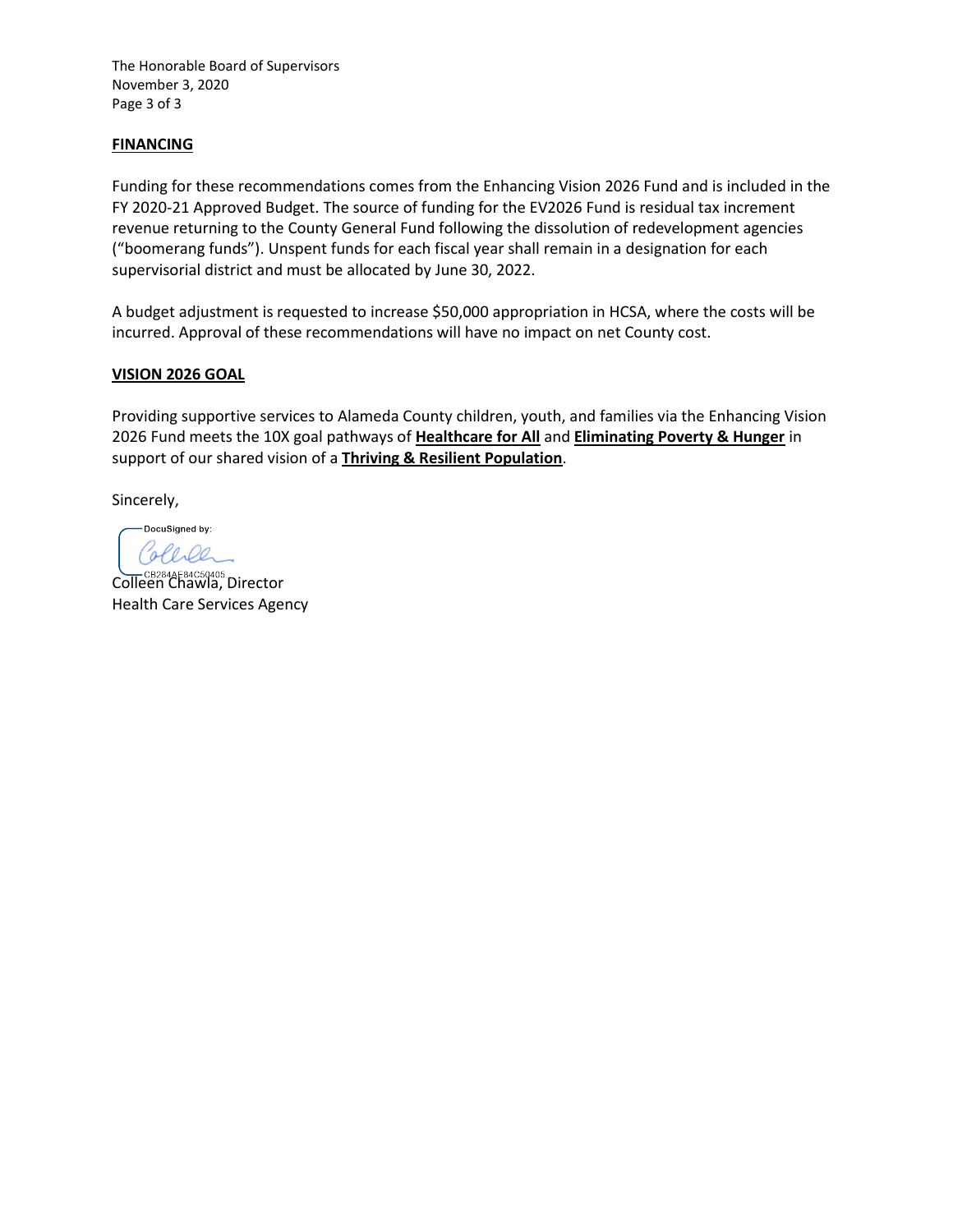## FINANCING

Funding for these recommendations comes from the Enhancing Vision 2026 Fund and is included in the FY 2020-21 Approved Budget. The source of funding for the EV2026 Fund is residual tax increment revenue returning to the County General Fund following the dissolution of redevelopment agencies ("boomerang funds"). Unspent funds for each fiscal year shall remain in a designation for each supervisorial district and must be allocated by June 30, 2022.

A budget adjustment is requested to increase $50,000 appropriation in HCSA, where the costs will be incurred. Approval of these recommendations will have no impact on net County cost.

## VISION 2026 GOAL

Providing supportive services to Alameda County children, youth, and families via the Enhancing Vision 2026 Fund meets the 10X goal pathways of **Healthcare for All** and **Eliminating Poverty & Hunger** in support of our shared vision of a **Thriving & Resilient Population**.

Sincerely,

DocuSigned by:

CB284AE84C50405

Colleen Chawla, Director
Health Care Services Agency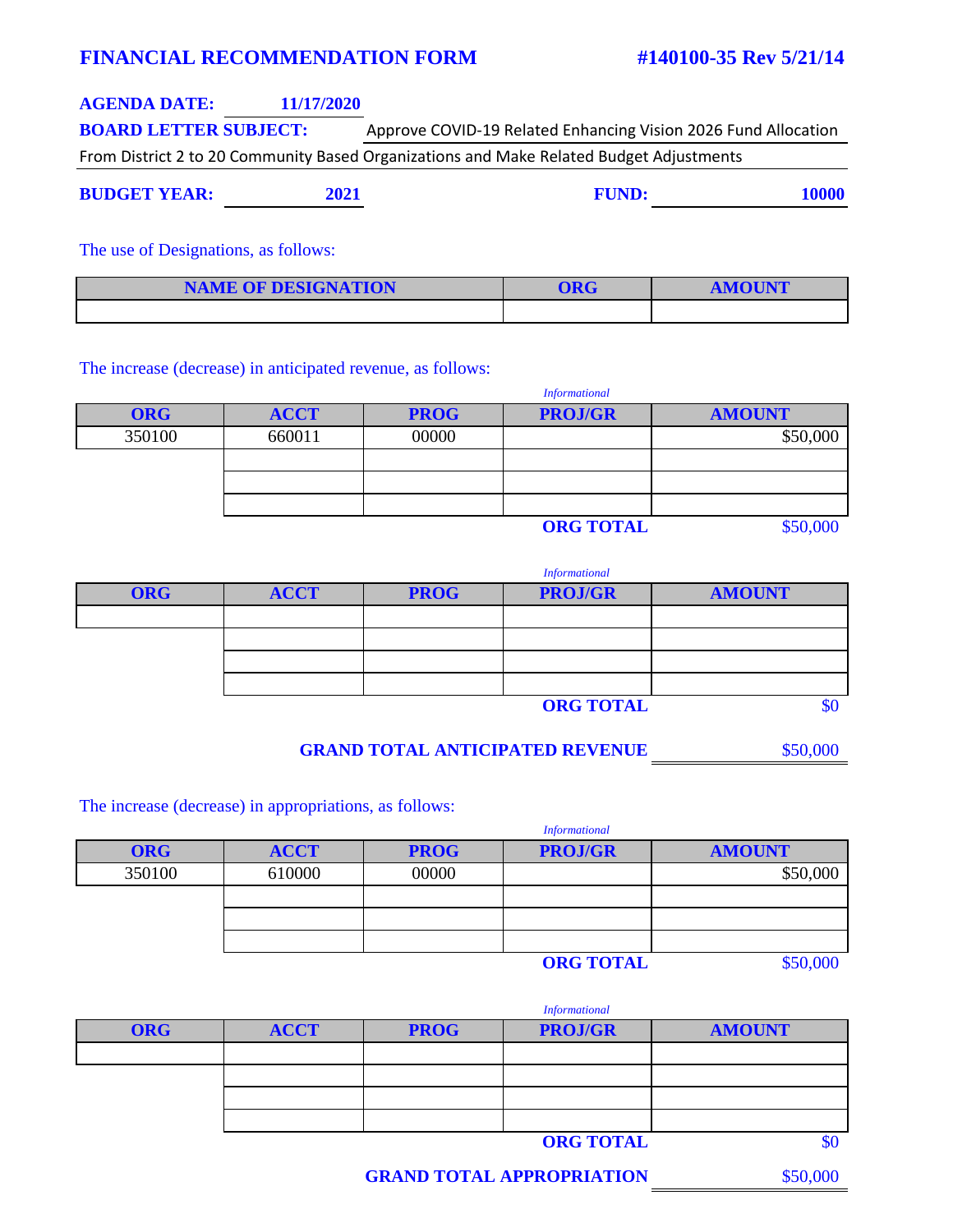# FINANCIAL RECOMMENDATION FORM

**#140100-35 Rev 5/21/14**

**AGENDA DATE:** 11/17/2020

**BOARD LETTER SUBJECT:** Approve COVID-19 Related Enhancing Vision 2026 Fund Allocation From District 2 to 20 Community Based Organizations and Make Related Budget Adjustments

**BUDGET YEAR:** 2021 **FUND:** 10000

The use of Designations, as follows:

| NAME OF DESIGNATION | ORG | AMOUNT |
|---|---|---|
| | | |

The increase (decrease) in anticipated revenue, as follows:

| ORG | ACCT | PROG | PROJ/GR *(Informational)* | AMOUNT |
|---|---|---|---|---|
| 350100 | 660011 | 00000 | | $50,000 |
| | | | | |
| | | | | |
| | | | | |
| | | | **ORG TOTAL** | $50,000 |

| ORG | ACCT | PROG | PROJ/GR *(Informational)* | AMOUNT |
|---|---|---|---|---|
| | | | | |
| | | | | |
| | | | | |
| | | | | |
| | | | **ORG TOTAL** | $0 |

**GRAND TOTAL ANTICIPATED REVENUE** $50,000

The increase (decrease) in appropriations, as follows:

| ORG | ACCT | PROG | PROJ/GR *(Informational)* | AMOUNT |
|---|---|---|---|---|
| 350100 | 610000 | 00000 | | $50,000 |
| | | | | |
| | | | | |
| | | | | |
| | | | **ORG TOTAL** | $50,000 |

| ORG | ACCT | PROG | PROJ/GR *(Informational)* | AMOUNT |
|---|---|---|---|---|
| | | | | |
| | | | | |
| | | | | |
| | | | | |
| | | | **ORG TOTAL** | $0 |

**GRAND TOTAL APPROPRIATION** $50,000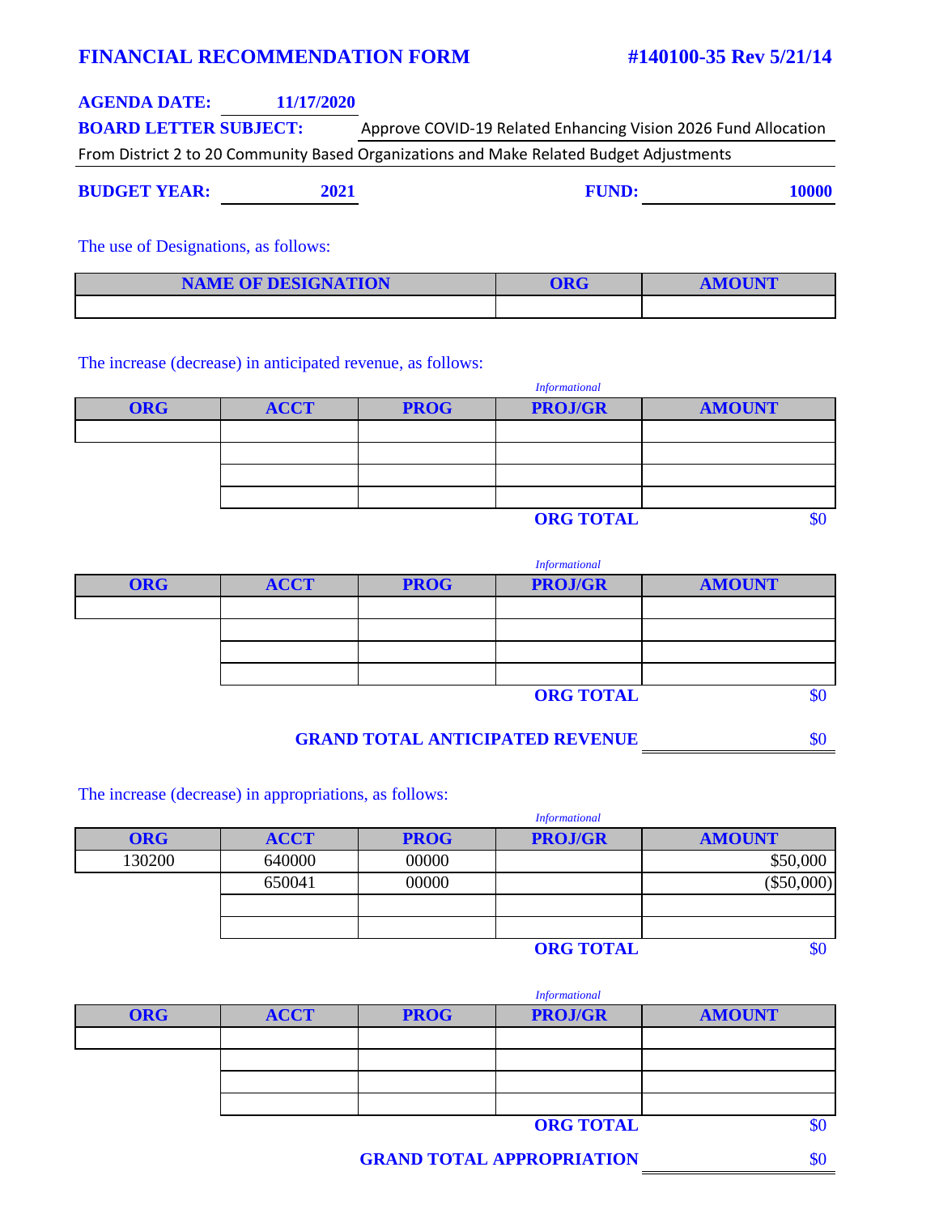# FINANCIAL RECOMMENDATION FORM

**#140100-35 Rev 5/21/14**

**AGENDA DATE:** 11/17/2020

**BOARD LETTER SUBJECT:** Approve COVID-19 Related Enhancing Vision 2026 Fund Allocation From District 2 to 20 Community Based Organizations and Make Related Budget Adjustments

**BUDGET YEAR:** 2021

**FUND:** 10000

The use of Designations, as follows:

| NAME OF DESIGNATION | ORG | AMOUNT |
|---|---|---|
| | | |

The increase (decrease) in anticipated revenue, as follows:

| ORG | ACCT | PROG | PROJ/GR *(Informational)* | AMOUNT |
|---|---|---|---|---|
| | | | | |
| | | | | |
| | | | | |
| | | | | |
| | | | **ORG TOTAL** | $0 |

| ORG | ACCT | PROG | PROJ/GR *(Informational)* | AMOUNT |
|---|---|---|---|---|
| | | | | |
| | | | | |
| | | | | |
| | | | | |
| | | | **ORG TOTAL** | $0 |

**GRAND TOTAL ANTICIPATED REVENUE** $0

The increase (decrease) in appropriations, as follows:

| ORG | ACCT | PROG | PROJ/GR *(Informational)* | AMOUNT |
|---|---|---|---|---|
| 130200 | 640000 | 00000 | | $50,000 |
| | 650041 | 00000 | | ($50,000) |
| | | | | |
| | | | | |
| | | | **ORG TOTAL** | $0 |

| ORG | ACCT | PROG | PROJ/GR *(Informational)* | AMOUNT |
|---|---|---|---|---|
| | | | | |
| | | | | |
| | | | | |
| | | | | |
| | | | **ORG TOTAL** | $0 |

**GRAND TOTAL APPROPRIATION** $0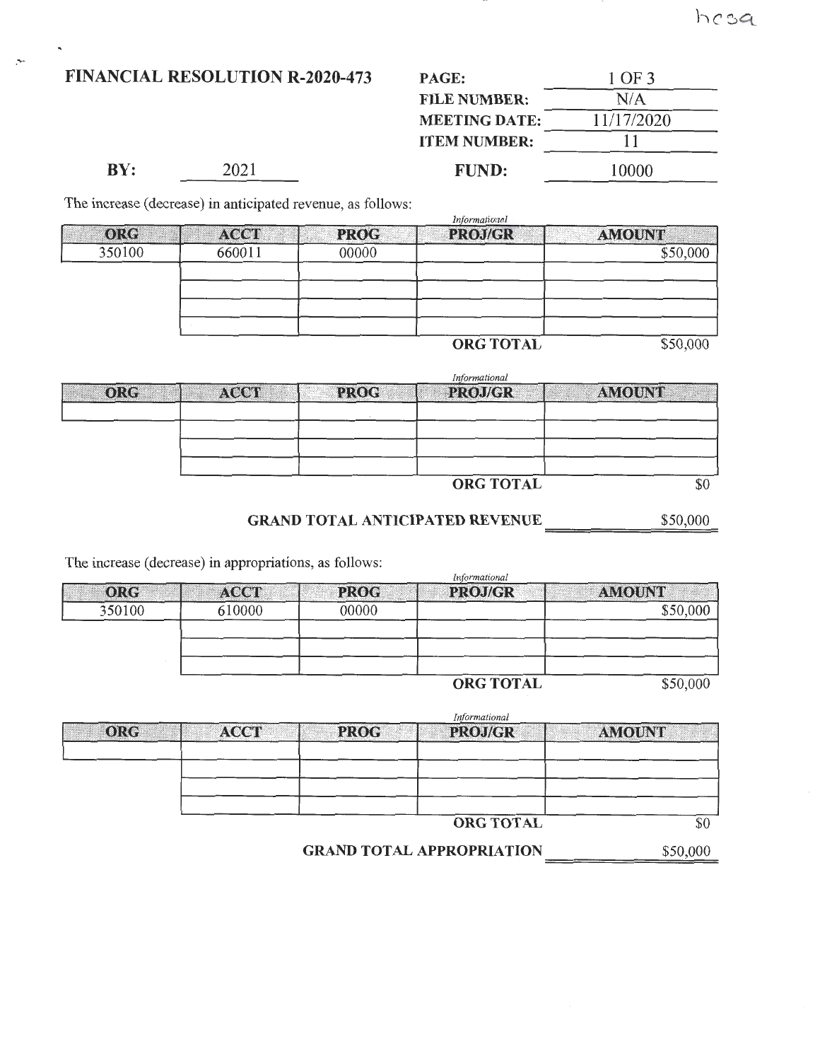hcsa

# FINANCIAL RESOLUTION R-2020-473

| | |
|---|---|
| **PAGE:** | 1 OF 3 |
| **FILE NUMBER:** | N/A |
| **MEETING DATE:** | 11/17/2020 |
| **ITEM NUMBER:** | 11 |
| **FUND:** | 10000 |

**BY:** 2021

The increase (decrease) in anticipated revenue, as follows:

| ORG | ACCT | PROG | *Informational* PROJ/GR | AMOUNT |
|---|---|---|---|---|
| 350100 | 660011 | 00000 | | $50,000 |
| | | | | |
| | | | | |
| | | | | |
| | | | | |
| | | | **ORG TOTAL** | $50,000 |

| ORG | ACCT | PROG | *Informational* PROJ/GR | AMOUNT |
|---|---|---|---|---|
| | | | | |
| | | | | |
| | | | | |
| | | | | |
| | | | **ORG TOTAL** | $0 |

**GRAND TOTAL ANTICIPATED REVENUE** $50,000

The increase (decrease) in appropriations, as follows:

| ORG | ACCT | PROG | *Informational* PROJ/GR | AMOUNT |
|---|---|---|---|---|
| 350100 | 610000 | 00000 | | $50,000 |
| | | | | |
| | | | | |
| | | | | |
| | | | **ORG TOTAL** | $50,000 |

| ORG | ACCT | PROG | *Informational* PROJ/GR | AMOUNT |
|---|---|---|---|---|
| | | | | |
| | | | | |
| | | | | |
| | | | | |
| | | | **ORG TOTAL** | $0 |

**GRAND TOTAL APPROPRIATION** $50,000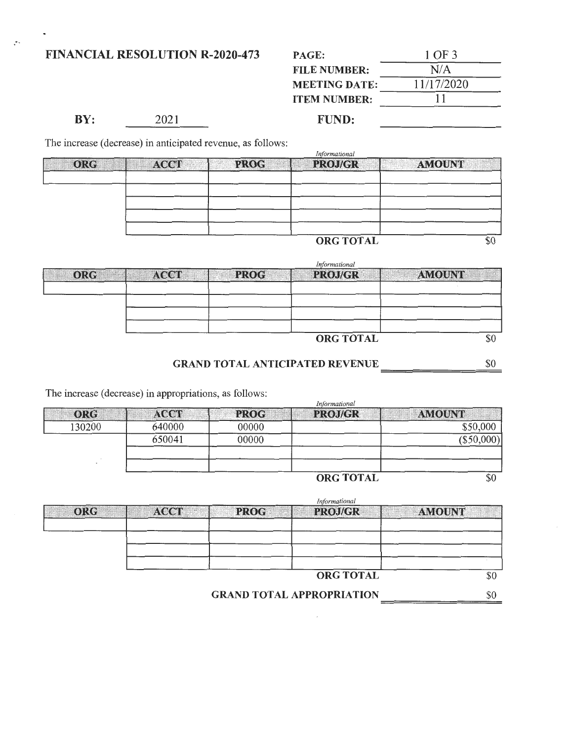# FINANCIAL RESOLUTION R-2020-473

| | |
|---|---|
| **PAGE:** | 1 OF 3 |
| **FILE NUMBER:** | N/A |
| **MEETING DATE:** | 11/17/2020 |
| **ITEM NUMBER:** | 11 |

**BY:** 2021 **FUND:**

The increase (decrease) in anticipated revenue, as follows:

| ORG | ACCT | PROG | *Informational* PROJ/GR | AMOUNT |
|---|---|---|---|---|
| | | | | |
| | | | | |
| | | | | |
| | | | | |
| | | | | |
| | | | **ORG TOTAL** | $0 |

| ORG | ACCT | PROG | *Informational* PROJ/GR | AMOUNT |
|---|---|---|---|---|
| | | | | |
| | | | | |
| | | | | |
| | | | | |
| | | | **ORG TOTAL** | $0 |

**GRAND TOTAL ANTICIPATED REVENUE** $0

The increase (decrease) in appropriations, as follows:

| ORG | ACCT | PROG | *Informational* PROJ/GR | AMOUNT |
|---|---|---|---|---|
| 130200 | 640000 | 00000 | | $50,000 |
| | 650041 | 00000 | | ($50,000) |
| | | | | |
| | | | | |
| | | | **ORG TOTAL** | $0 |

| ORG | ACCT | PROG | *Informational* PROJ/GR | AMOUNT |
|---|---|---|---|---|
| | | | | |
| | | | | |
| | | | | |
| | | | | |
| | | | **ORG TOTAL** | $0 |

**GRAND TOTAL APPROPRIATION** $0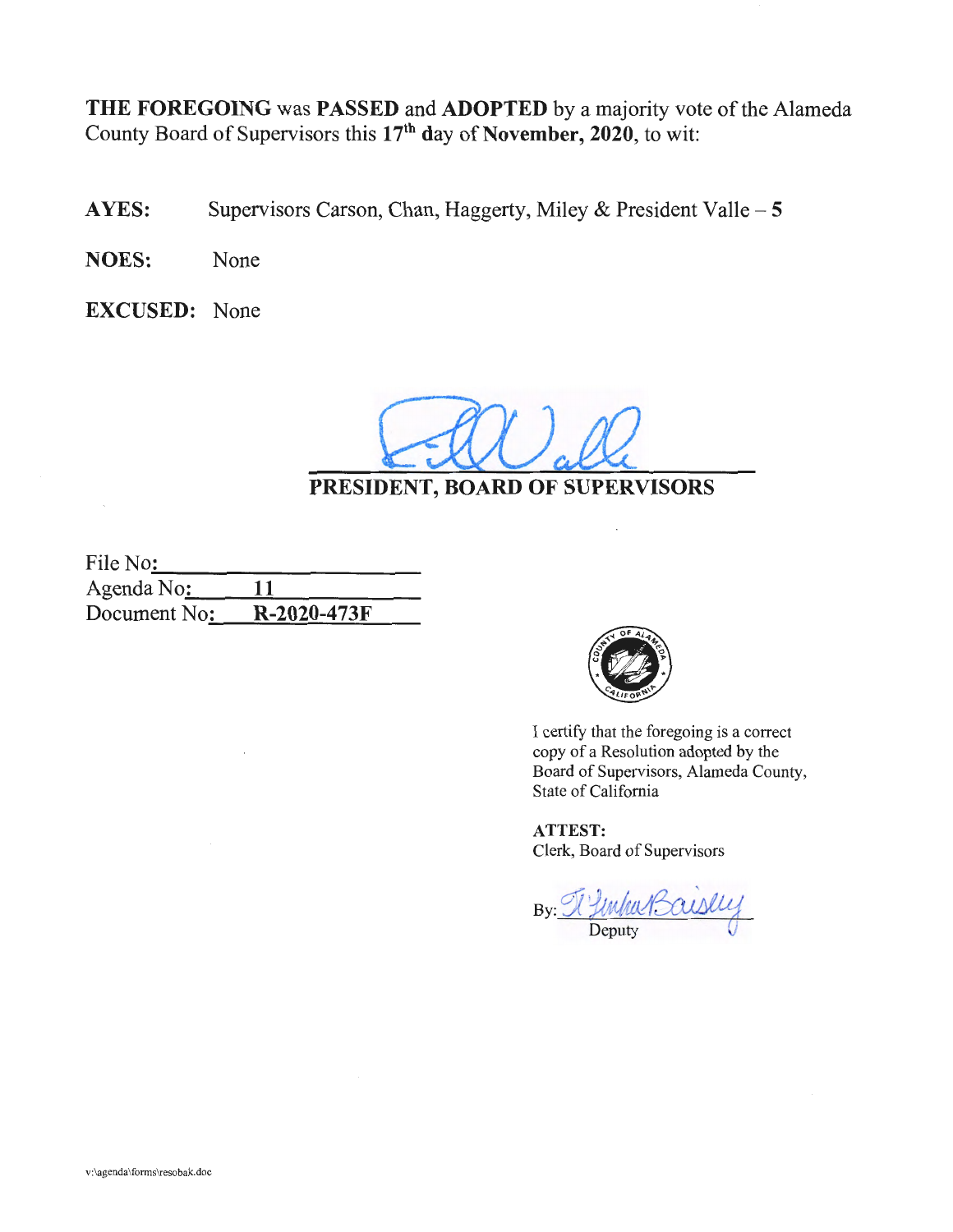**THE FOREGOING** was **PASSED** and **ADOPTED** by a majority vote of the Alameda County Board of Supervisors this **17th day** of **November, 2020**, to wit:

**AYES:** Supervisors Carson, Chan, Haggerty, Miley & President Valle – **5**

**NOES:** None

**EXCUSED:** None

**PRESIDENT, BOARD OF SUPERVISORS**

File No: \
Agenda No: **11** \
Document No: **R-2020-473F**

I certify that the foregoing is a correct copy of a Resolution adopted by the Board of Supervisors, Alameda County, State of California

**ATTEST:**
Clerk, Board of Supervisors

By: \
Deputy

v:\agenda\forms\resobak.doc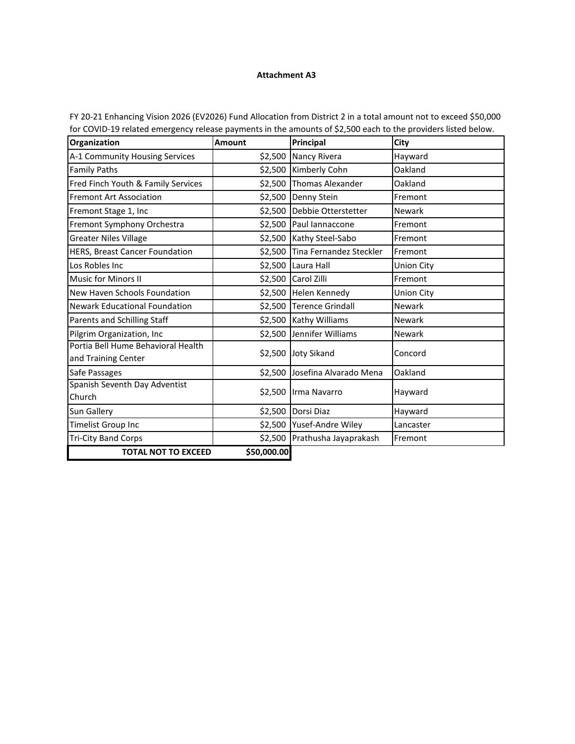**Attachment A3**

FY 20-21 Enhancing Vision 2026 (EV2026) Fund Allocation from District 2 in a total amount not to exceed $50,000 for COVID-19 related emergency release payments in the amounts of $2,500 each to the providers listed below.

| Organization | Amount | Principal | City |
|---|---|---|---|
| A-1 Community Housing Services | $2,500 | Nancy Rivera | Hayward |
| Family Paths | $2,500 | Kimberly Cohn | Oakland |
| Fred Finch Youth & Family Services | $2,500 | Thomas Alexander | Oakland |
| Fremont Art Association | $2,500 | Denny Stein | Fremont |
| Fremont Stage 1, Inc | $2,500 | Debbie Otterstetter | Newark |
| Fremont Symphony Orchestra | $2,500 | Paul Iannaccone | Fremont |
| Greater Niles Village | $2,500 | Kathy Steel-Sabo | Fremont |
| HERS, Breast Cancer Foundation | $2,500 | Tina Fernandez Steckler | Fremont |
| Los Robles Inc | $2,500 | Laura Hall | Union City |
| Music for Minors II | $2,500 | Carol Zilli | Fremont |
| New Haven Schools Foundation | $2,500 | Helen Kennedy | Union City |
| Newark Educational Foundation | $2,500 | Terence Grindall | Newark |
| Parents and Schilling Staff | $2,500 | Kathy Williams | Newark |
| Pilgrim Organization, Inc | $2,500 | Jennifer Williams | Newark |
| Portia Bell Hume Behavioral Health and Training Center | $2,500 | Joty Sikand | Concord |
| Safe Passages | $2,500 | Josefina Alvarado Mena | Oakland |
| Spanish Seventh Day Adventist Church | $2,500 | Irma Navarro | Hayward |
| Sun Gallery | $2,500 | Dorsi Diaz | Hayward |
| Timelist Group Inc | $2,500 | Yusef-Andre Wiley | Lancaster |
| Tri-City Band Corps | $2,500 | Prathusha Jayaprakash | Fremont |
| **TOTAL NOT TO EXCEED** | **$50,000.00** | | |